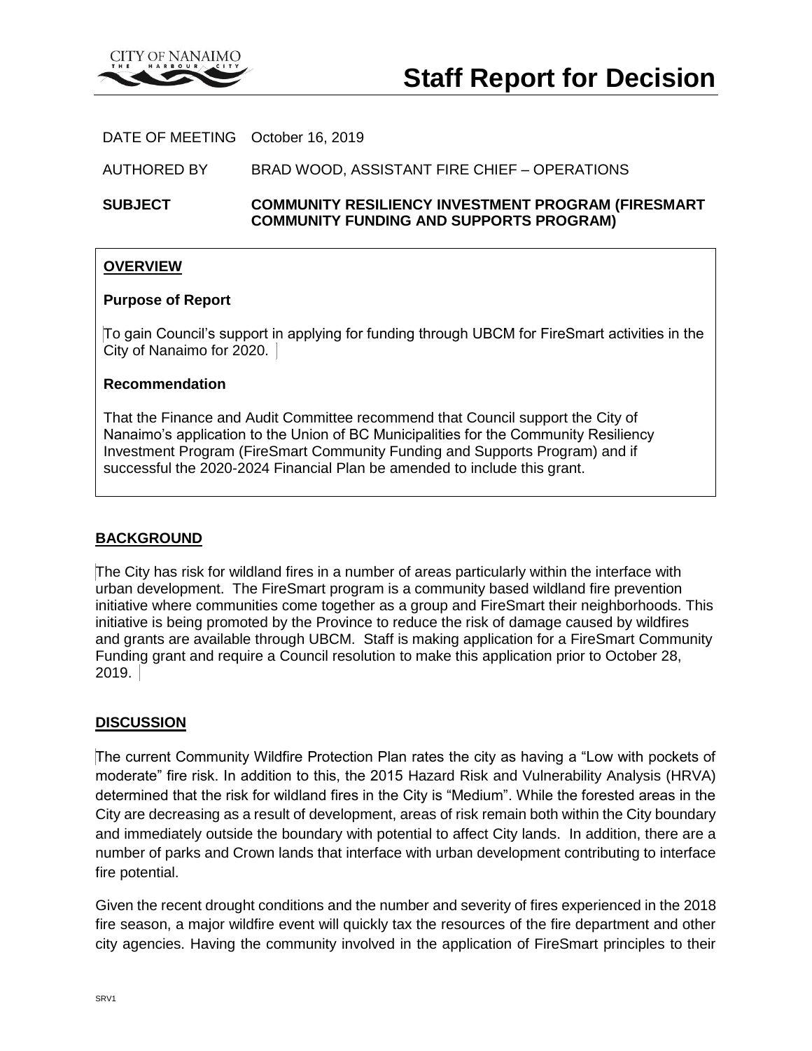CITY OF NANAIMO
THE HARBOUR CITY

# Staff Report for Decision

DATE OF MEETING October 16, 2019

AUTHORED BY BRAD WOOD, ASSISTANT FIRE CHIEF – OPERATIONS

**SUBJECT** **COMMUNITY RESILIENCY INVESTMENT PROGRAM (FIRESMART COMMUNITY FUNDING AND SUPPORTS PROGRAM)**

## OVERVIEW

### Purpose of Report

To gain Council's support in applying for funding through UBCM for FireSmart activities in the City of Nanaimo for 2020.

### Recommendation

That the Finance and Audit Committee recommend that Council support the City of Nanaimo's application to the Union of BC Municipalities for the Community Resiliency Investment Program (FireSmart Community Funding and Supports Program) and if successful the 2020-2024 Financial Plan be amended to include this grant.

## BACKGROUND

The City has risk for wildland fires in a number of areas particularly within the interface with urban development. The FireSmart program is a community based wildland fire prevention initiative where communities come together as a group and FireSmart their neighborhoods. This initiative is being promoted by the Province to reduce the risk of damage caused by wildfires and grants are available through UBCM. Staff is making application for a FireSmart Community Funding grant and require a Council resolution to make this application prior to October 28, 2019.

## DISCUSSION

The current Community Wildfire Protection Plan rates the city as having a "Low with pockets of moderate" fire risk. In addition to this, the 2015 Hazard Risk and Vulnerability Analysis (HRVA) determined that the risk for wildland fires in the City is "Medium". While the forested areas in the City are decreasing as a result of development, areas of risk remain both within the City boundary and immediately outside the boundary with potential to affect City lands. In addition, there are a number of parks and Crown lands that interface with urban development contributing to interface fire potential.

Given the recent drought conditions and the number and severity of fires experienced in the 2018 fire season, a major wildfire event will quickly tax the resources of the fire department and other city agencies. Having the community involved in the application of FireSmart principles to their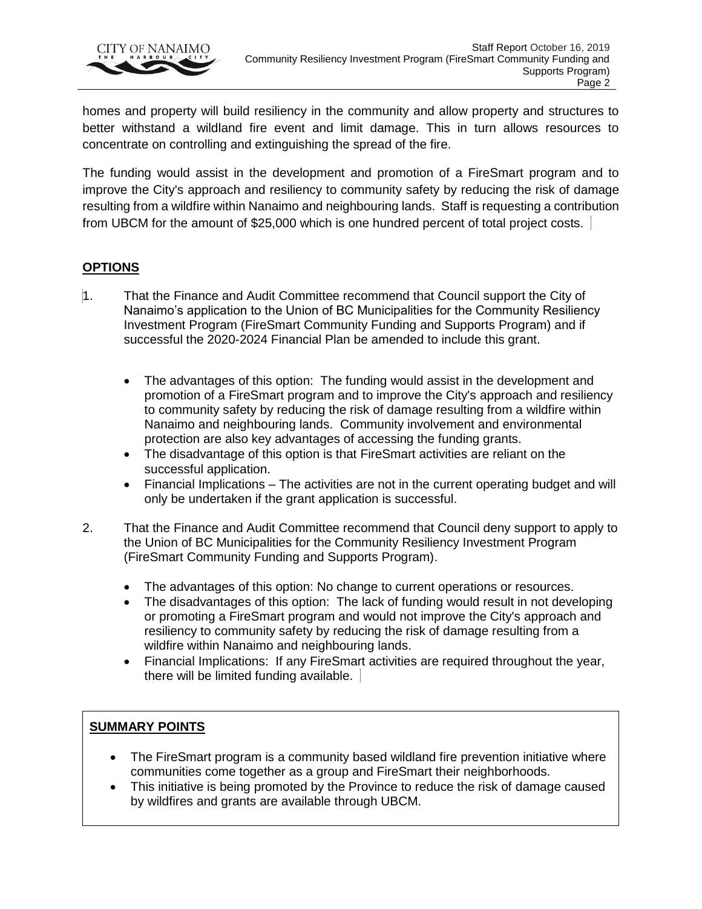homes and property will build resiliency in the community and allow property and structures to better withstand a wildland fire event and limit damage. This in turn allows resources to concentrate on controlling and extinguishing the spread of the fire.

The funding would assist in the development and promotion of a FireSmart program and to improve the City's approach and resiliency to community safety by reducing the risk of damage resulting from a wildfire within Nanaimo and neighbouring lands. Staff is requesting a contribution from UBCM for the amount of $25,000 which is one hundred percent of total project costs.

## OPTIONS

1. That the Finance and Audit Committee recommend that Council support the City of Nanaimo's application to the Union of BC Municipalities for the Community Resiliency Investment Program (FireSmart Community Funding and Supports Program) and if successful the 2020-2024 Financial Plan be amended to include this grant.

   - The advantages of this option: The funding would assist in the development and promotion of a FireSmart program and to improve the City's approach and resiliency to community safety by reducing the risk of damage resulting from a wildfire within Nanaimo and neighbouring lands. Community involvement and environmental protection are also key advantages of accessing the funding grants.
   - The disadvantage of this option is that FireSmart activities are reliant on the successful application.
   - Financial Implications – The activities are not in the current operating budget and will only be undertaken if the grant application is successful.

2. That the Finance and Audit Committee recommend that Council deny support to apply to the Union of BC Municipalities for the Community Resiliency Investment Program (FireSmart Community Funding and Supports Program).

   - The advantages of this option: No change to current operations or resources.
   - The disadvantages of this option: The lack of funding would result in not developing or promoting a FireSmart program and would not improve the City's approach and resiliency to community safety by reducing the risk of damage resulting from a wildfire within Nanaimo and neighbouring lands.
   - Financial Implications: If any FireSmart activities are required throughout the year, there will be limited funding available.

## SUMMARY POINTS

- The FireSmart program is a community based wildland fire prevention initiative where communities come together as a group and FireSmart their neighborhoods.
- This initiative is being promoted by the Province to reduce the risk of damage caused by wildfires and grants are available through UBCM.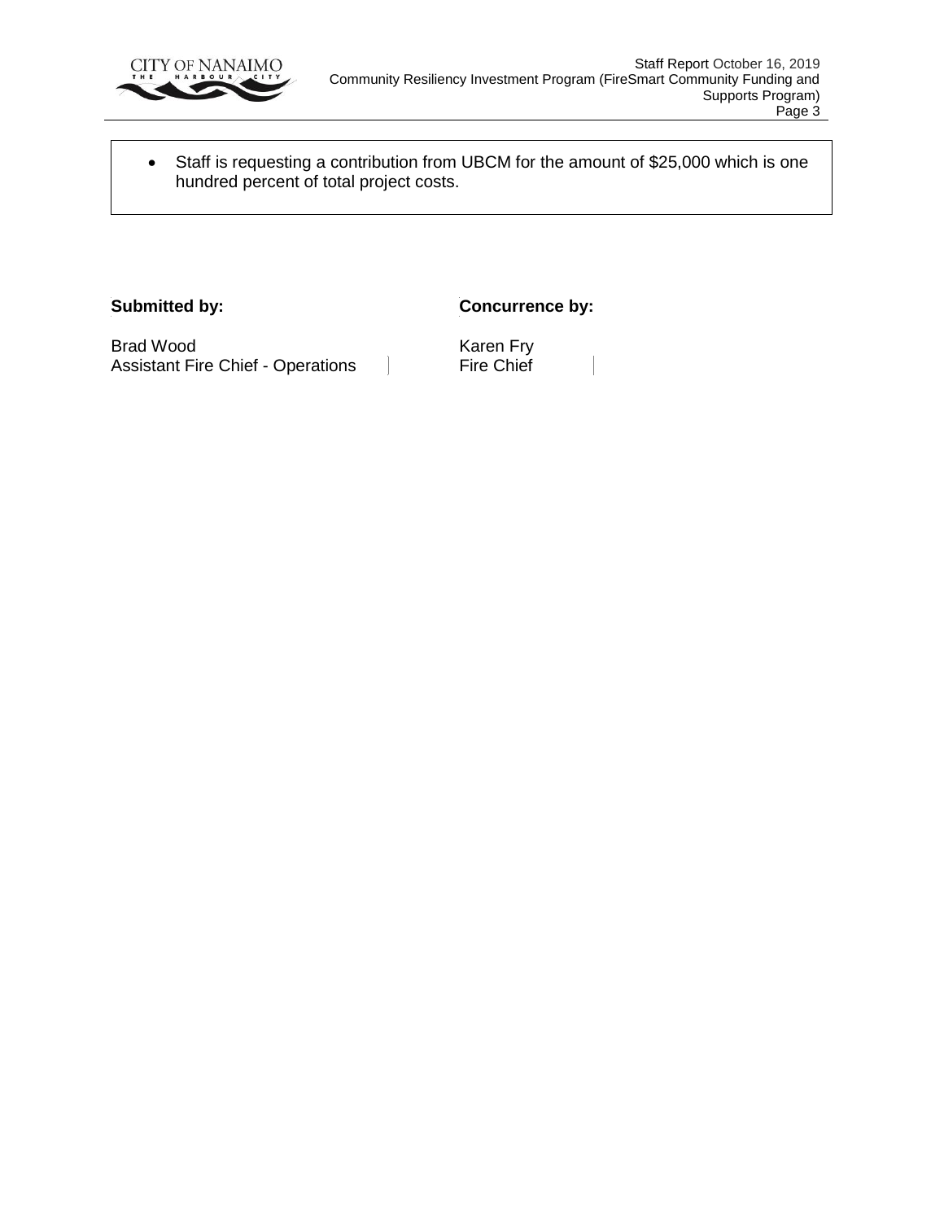- Staff is requesting a contribution from UBCM for the amount of $25,000 which is one hundred percent of total project costs.

**Submitted by:**

Brad Wood
Assistant Fire Chief - Operations

**Concurrence by:**

Karen Fry
Fire Chief